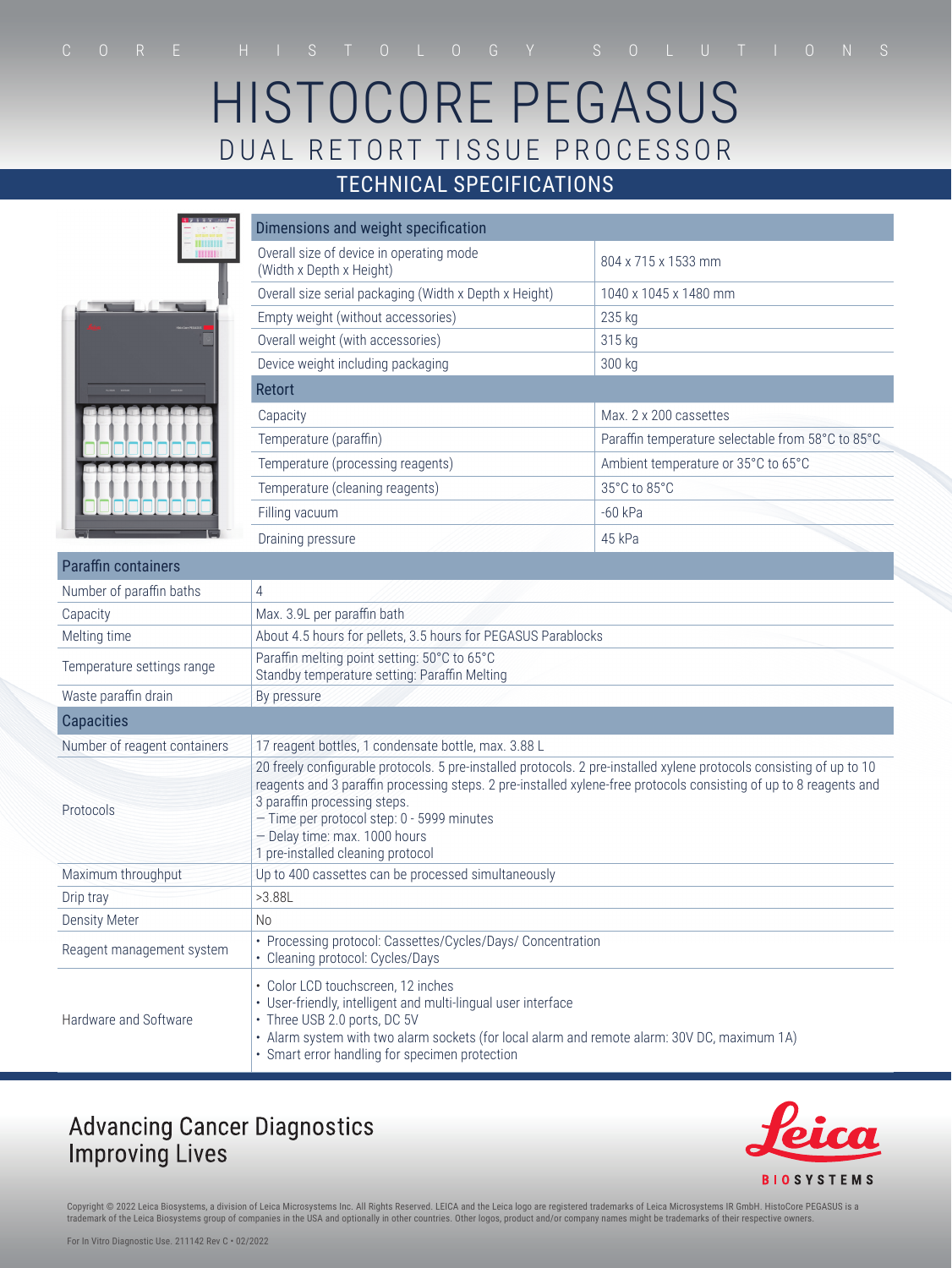CORE HISTOLOGY SOLUTIONS

# HISTOCORE PEGASUS

## DUAL RETORT TISSUE PROCESSOR

### TECHNICAL SPECIFICATIONS

| Dimensions and weight specification | |
|---|---|
| Overall size of device in operating mode (Width x Depth x Height) | 804 x 715 x 1533 mm |
| Overall size serial packaging (Width x Depth x Height) | 1040 x 1045 x 1480 mm |
| Empty weight (without accessories) | 235 kg |
| Overall weight (with accessories) | 315 kg |
| Device weight including packaging | 300 kg |
| **Retort** | |
| Capacity | Max. 2 x 200 cassettes |
| Temperature (paraffin) | Paraffin temperature selectable from 58°C to 85°C |
| Temperature (processing reagents) | Ambient temperature or 35°C to 65°C |
| Temperature (cleaning reagents) | 35°C to 85°C |
| Filling vacuum | -60 kPa |
| Draining pressure | 45 kPa |

| Paraffin containers | |
|---|---|
| Number of paraffin baths | 4 |
| Capacity | Max. 3.9L per paraffin bath |
| Melting time | About 4.5 hours for pellets, 3.5 hours for PEGASUS Parablocks |
| Temperature settings range | Paraffin melting point setting: 50°C to 65°C<br>Standby temperature setting: Paraffin Melting |
| Waste paraffin drain | By pressure |
| **Capacities** | |
| Number of reagent containers | 17 reagent bottles, 1 condensate bottle, max. 3.88 L |
| Protocols | 20 freely configurable protocols. 5 pre-installed protocols. 2 pre-installed xylene protocols consisting of up to 10 reagents and 3 paraffin processing steps. 2 pre-installed xylene-free protocols consisting of up to 8 reagents and 3 paraffin processing steps.<br>– Time per protocol step: 0 - 5999 minutes<br>– Delay time: max. 1000 hours<br>1 pre-installed cleaning protocol |
| Maximum throughput | Up to 400 cassettes can be processed simultaneously |
| Drip tray | >3.88L |
| Density Meter | No |
| Reagent management system | • Processing protocol: Cassettes/Cycles/Days/ Concentration<br>• Cleaning protocol: Cycles/Days |
| Hardware and Software | • Color LCD touchscreen, 12 inches<br>• User-friendly, intelligent and multi-lingual user interface<br>• Three USB 2.0 ports, DC 5V<br>• Alarm system with two alarm sockets (for local alarm and remote alarm: 30V DC, maximum 1A)<br>• Smart error handling for specimen protection |

Advancing Cancer Diagnostics
Improving Lives

Leica BIOSYSTEMS

Copyright © 2022 Leica Biosystems, a division of Leica Microsystems Inc. All Rights Reserved. LEICA and the Leica logo are registered trademarks of Leica Microsystems IR GmbH. HistoCore PEGASUS is a trademark of the Leica Biosystems group of companies in the USA and optionally in other countries. Other logos, product and/or company names might be trademarks of their respective owners.

For In Vitro Diagnostic Use. 211142 Rev C • 02/2022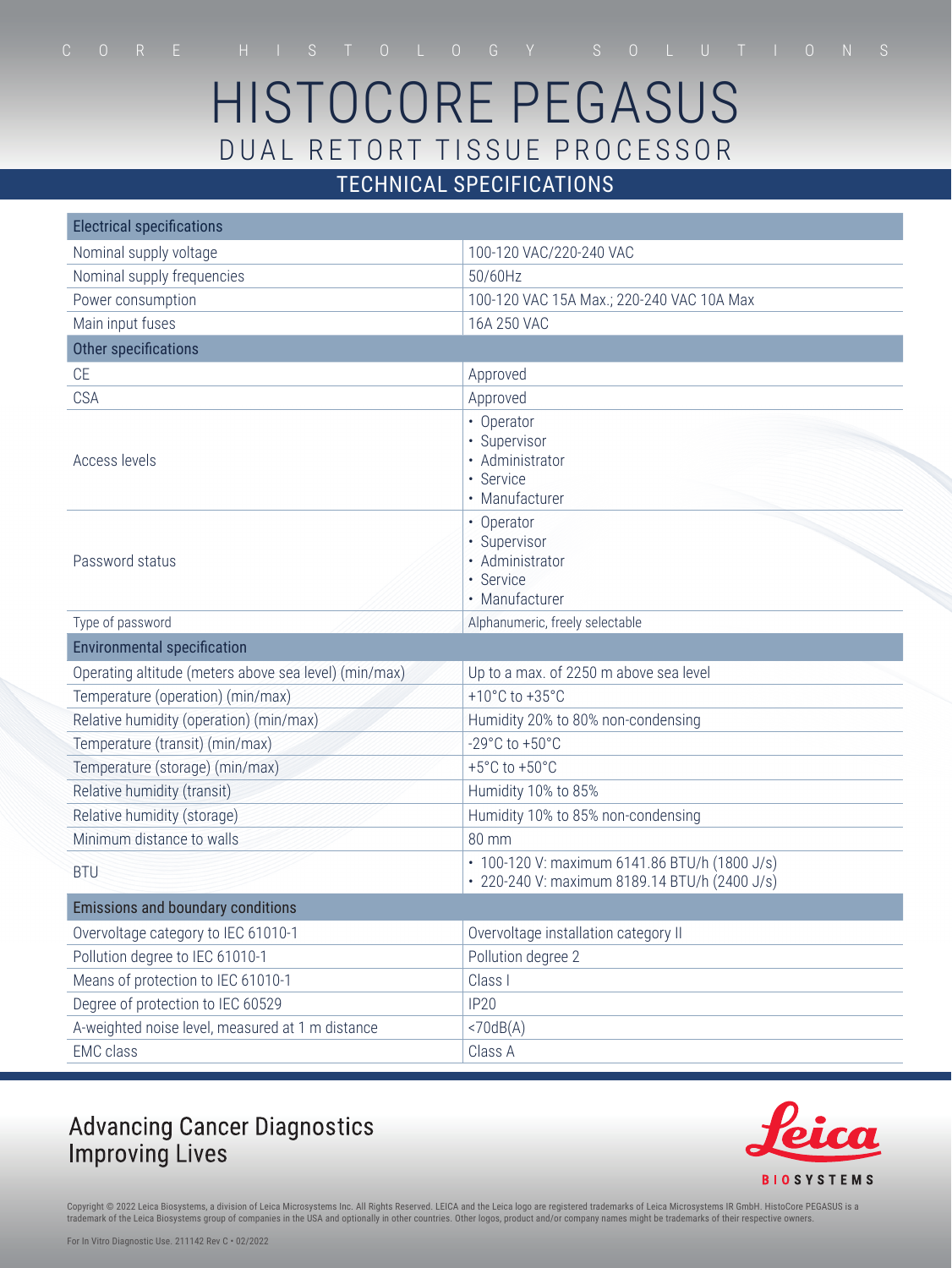CORE HISTOLOGY SOLUTIONS

# HISTOCORE PEGASUS

## DUAL RETORT TISSUE PROCESSOR

### TECHNICAL SPECIFICATIONS

| Electrical specifications | |
|---|---|
| Nominal supply voltage | 100-120 VAC/220-240 VAC |
| Nominal supply frequencies | 50/60Hz |
| Power consumption | 100-120 VAC 15A Max.; 220-240 VAC 10A Max |
| Main input fuses | 16A 250 VAC |
| **Other specifications** | |
| CE | Approved |
| CSA | Approved |
| Access levels | • Operator<br>• Supervisor<br>• Administrator<br>• Service<br>• Manufacturer |
| Password status | • Operator<br>• Supervisor<br>• Administrator<br>• Service<br>• Manufacturer |
| Type of password | Alphanumeric, freely selectable |
| **Environmental specification** | |
| Operating altitude (meters above sea level) (min/max) | Up to a max. of 2250 m above sea level |
| Temperature (operation) (min/max) | +10°C to +35°C |
| Relative humidity (operation) (min/max) | Humidity 20% to 80% non-condensing |
| Temperature (transit) (min/max) | -29°C to +50°C |
| Temperature (storage) (min/max) | +5°C to +50°C |
| Relative humidity (transit) | Humidity 10% to 85% |
| Relative humidity (storage) | Humidity 10% to 85% non-condensing |
| Minimum distance to walls | 80 mm |
| BTU | • 100-120 V: maximum 6141.86 BTU/h (1800 J/s)<br>• 220-240 V: maximum 8189.14 BTU/h (2400 J/s) |
| **Emissions and boundary conditions** | |
| Overvoltage category to IEC 61010-1 | Overvoltage installation category II |
| Pollution degree to IEC 61010-1 | Pollution degree 2 |
| Means of protection to IEC 61010-1 | Class I |
| Degree of protection to IEC 60529 | IP20 |
| A-weighted noise level, measured at 1 m distance | <70dB(A) |
| EMC class | Class A |

Advancing Cancer Diagnostics
Improving Lives

Leica BIOSYSTEMS

Copyright © 2022 Leica Biosystems, a division of Leica Microsystems Inc. All Rights Reserved. LEICA and the Leica logo are registered trademarks of Leica Microsystems IR GmbH. HistoCore PEGASUS is a trademark of the Leica Biosystems group of companies in the USA and optionally in other countries. Other logos, product and/or company names might be trademarks of their respective owners.

For In Vitro Diagnostic Use. 211142 Rev C • 02/2022